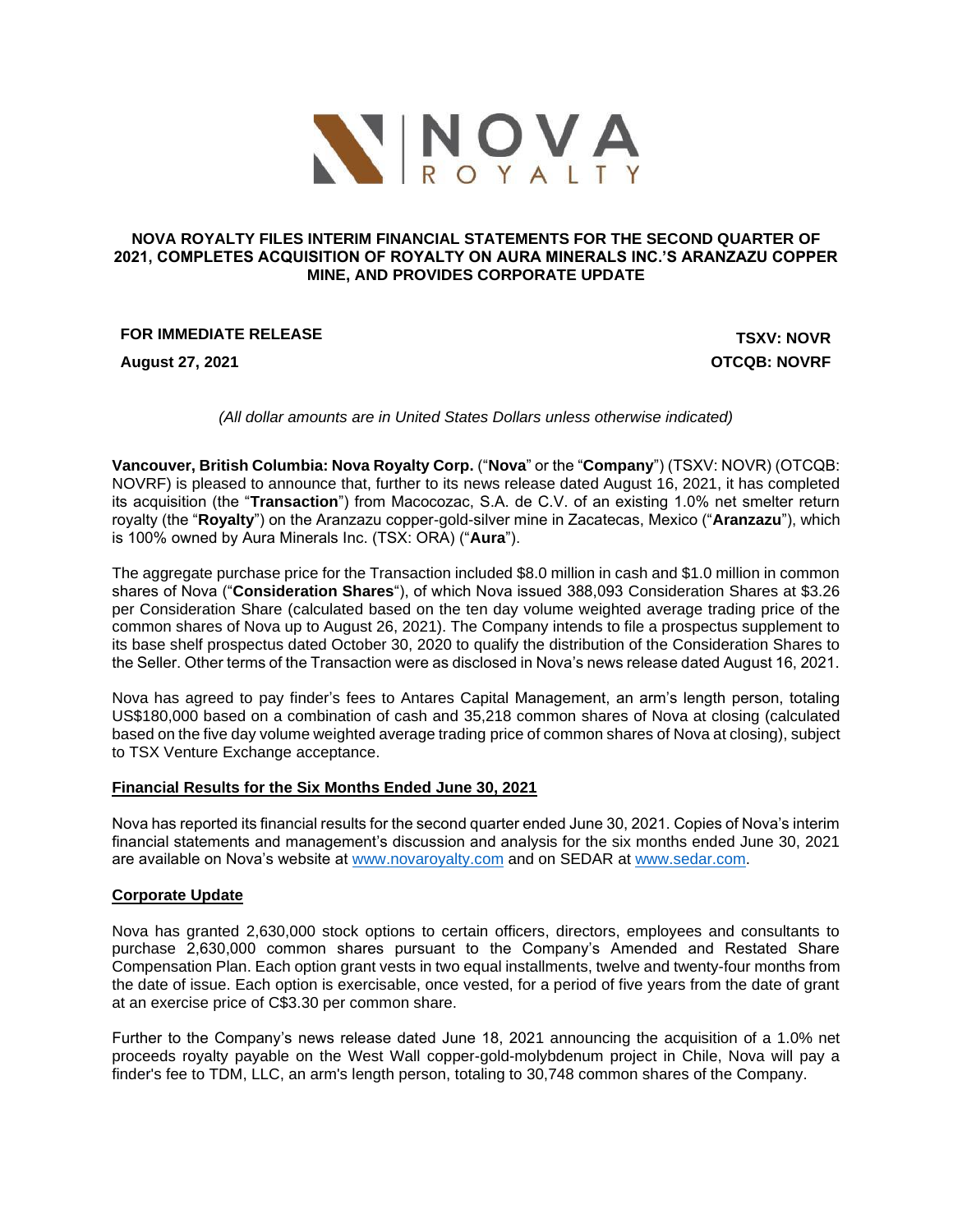NOVA ROYALTY

# NOVA ROYALTY FILES INTERIM FINANCIAL STATEMENTS FOR THE SECOND QUARTER OF 2021, COMPLETES ACQUISITION OF ROYALTY ON AURA MINERALS INC.'S ARANZAZU COPPER MINE, AND PROVIDES CORPORATE UPDATE

**FOR IMMEDIATE RELEASE** **TSXV: NOVR**

**August 27, 2021** **OTCQB: NOVRF**

*(All dollar amounts are in United States Dollars unless otherwise indicated)*

**Vancouver, British Columbia: Nova Royalty Corp.** ("**Nova**" or the "**Company**") (TSXV: NOVR) (OTCQB: NOVRF) is pleased to announce that, further to its news release dated August 16, 2021, it has completed its acquisition (the "**Transaction**") from Macocozac, S.A. de C.V. of an existing 1.0% net smelter return royalty (the "**Royalty**") on the Aranzazu copper-gold-silver mine in Zacatecas, Mexico ("**Aranzazu**"), which is 100% owned by Aura Minerals Inc. (TSX: ORA) ("**Aura**").

The aggregate purchase price for the Transaction included $8.0 million in cash and $1.0 million in common shares of Nova ("**Consideration Shares**"), of which Nova issued 388,093 Consideration Shares at $3.26 per Consideration Share (calculated based on the ten day volume weighted average trading price of the common shares of Nova up to August 26, 2021). The Company intends to file a prospectus supplement to its base shelf prospectus dated October 30, 2020 to qualify the distribution of the Consideration Shares to the Seller. Other terms of the Transaction were as disclosed in Nova's news release dated August 16, 2021.

Nova has agreed to pay finder's fees to Antares Capital Management, an arm's length person, totaling US$180,000 based on a combination of cash and 35,218 common shares of Nova at closing (calculated based on the five day volume weighted average trading price of common shares of Nova at closing), subject to TSX Venture Exchange acceptance.

## Financial Results for the Six Months Ended June 30, 2021

Nova has reported its financial results for the second quarter ended June 30, 2021. Copies of Nova's interim financial statements and management's discussion and analysis for the six months ended June 30, 2021 are available on Nova's website at www.novaroyalty.com and on SEDAR at www.sedar.com.

## Corporate Update

Nova has granted 2,630,000 stock options to certain officers, directors, employees and consultants to purchase 2,630,000 common shares pursuant to the Company's Amended and Restated Share Compensation Plan. Each option grant vests in two equal installments, twelve and twenty-four months from the date of issue. Each option is exercisable, once vested, for a period of five years from the date of grant at an exercise price of C$3.30 per common share.

Further to the Company's news release dated June 18, 2021 announcing the acquisition of a 1.0% net proceeds royalty payable on the West Wall copper-gold-molybdenum project in Chile, Nova will pay a finder's fee to TDM, LLC, an arm's length person, totaling to 30,748 common shares of the Company.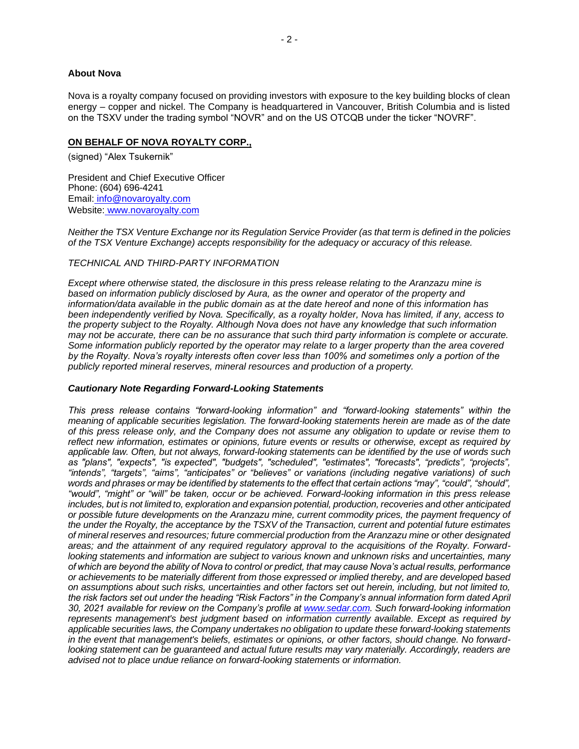**About Nova**

Nova is a royalty company focused on providing investors with exposure to the key building blocks of clean energy – copper and nickel. The Company is headquartered in Vancouver, British Columbia and is listed on the TSXV under the trading symbol "NOVR" and on the US OTCQB under the ticker "NOVRF".

**ON BEHALF OF NOVA ROYALTY CORP.,**

(signed) "Alex Tsukernik"

President and Chief Executive Officer
Phone: (604) 696-4241
Email: info@novaroyalty.com
Website: www.novaroyalty.com

*Neither the TSX Venture Exchange nor its Regulation Service Provider (as that term is defined in the policies of the TSX Venture Exchange) accepts responsibility for the adequacy or accuracy of this release.*

*TECHNICAL AND THIRD-PARTY INFORMATION*

*Except where otherwise stated, the disclosure in this press release relating to the Aranzazu mine is based on information publicly disclosed by Aura, as the owner and operator of the property and information/data available in the public domain as at the date hereof and none of this information has been independently verified by Nova. Specifically, as a royalty holder, Nova has limited, if any, access to the property subject to the Royalty. Although Nova does not have any knowledge that such information may not be accurate, there can be no assurance that such third party information is complete or accurate. Some information publicly reported by the operator may relate to a larger property than the area covered by the Royalty. Nova's royalty interests often cover less than 100% and sometimes only a portion of the publicly reported mineral reserves, mineral resources and production of a property.*

***Cautionary Note Regarding Forward-Looking Statements***

*This press release contains "forward-looking information" and "forward-looking statements" within the meaning of applicable securities legislation. The forward-looking statements herein are made as of the date of this press release only, and the Company does not assume any obligation to update or revise them to reflect new information, estimates or opinions, future events or results or otherwise, except as required by applicable law. Often, but not always, forward-looking statements can be identified by the use of words such as "plans", "expects", "is expected", "budgets", "scheduled", "estimates", "forecasts", "predicts", "projects", "intends", "targets", "aims", "anticipates" or "believes" or variations (including negative variations) of such words and phrases or may be identified by statements to the effect that certain actions "may", "could", "should", "would", "might" or "will" be taken, occur or be achieved. Forward-looking information in this press release includes, but is not limited to, exploration and expansion potential, production, recoveries and other anticipated or possible future developments on the Aranzazu mine, current commodity prices, the payment frequency of the under the Royalty, the acceptance by the TSXV of the Transaction, current and potential future estimates of mineral reserves and resources; future commercial production from the Aranzazu mine or other designated areas; and the attainment of any required regulatory approval to the acquisitions of the Royalty. Forward-looking statements and information are subject to various known and unknown risks and uncertainties, many of which are beyond the ability of Nova to control or predict, that may cause Nova's actual results, performance or achievements to be materially different from those expressed or implied thereby, and are developed based on assumptions about such risks, uncertainties and other factors set out herein, including, but not limited to, the risk factors set out under the heading "Risk Factors" in the Company's annual information form dated April 30, 2021 available for review on the Company's profile at www.sedar.com. Such forward-looking information represents management's best judgment based on information currently available. Except as required by applicable securities laws, the Company undertakes no obligation to update these forward-looking statements in the event that management's beliefs, estimates or opinions, or other factors, should change. No forward-looking statement can be guaranteed and actual future results may vary materially. Accordingly, readers are advised not to place undue reliance on forward-looking statements or information.*